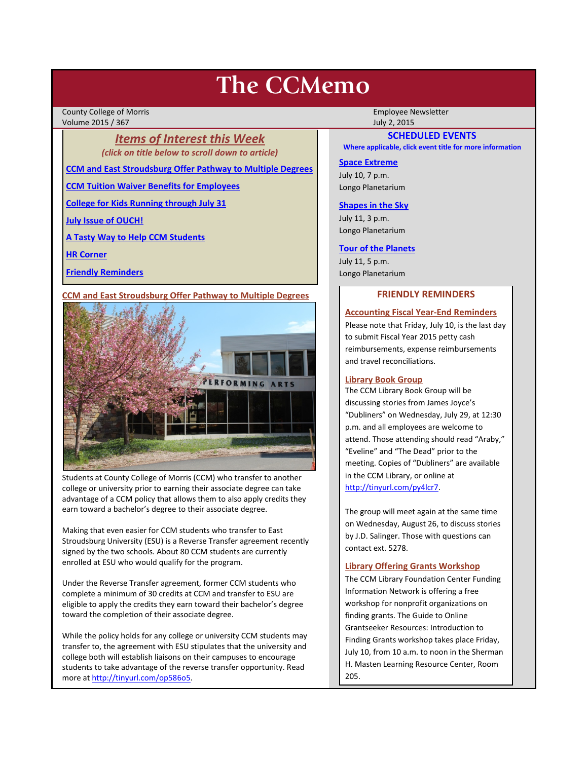# The CCMemo

County College of Morris
Volume 2015 / 367

Employee Newsletter
July 2, 2015

## *Items of Interest this Week*

*(click on title below to scroll down to article)*

[CCM and East Stroudsburg Offer Pathway to Multiple Degrees]

[CCM Tuition Waiver Benefits for Employees]

[College for Kids Running through July 31]

[July Issue of OUCH!]

[A Tasty Way to Help CCM Students]

[HR Corner]

[Friendly Reminders]

## CCM and East Stroudsburg Offer Pathway to Multiple Degrees

Students at County College of Morris (CCM) who transfer to another college or university prior to earning their associate degree can take advantage of a CCM policy that allows them to also apply credits they earn toward a bachelor's degree to their associate degree.

Making that even easier for CCM students who transfer to East Stroudsburg University (ESU) is a Reverse Transfer agreement recently signed by the two schools. About 80 CCM students are currently enrolled at ESU who would qualify for the program.

Under the Reverse Transfer agreement, former CCM students who complete a minimum of 30 credits at CCM and transfer to ESU are eligible to apply the credits they earn toward their bachelor's degree toward the completion of their associate degree.

While the policy holds for any college or university CCM students may transfer to, the agreement with ESU stipulates that the university and college both will establish liaisons on their campuses to encourage students to take advantage of the reverse transfer opportunity. Read more at http://tinyurl.com/op586o5.

## SCHEDULED EVENTS

**Where applicable, click event title for more information**

**Space Extreme**
July 10, 7 p.m.
Longo Planetarium

**Shapes in the Sky**
July 11, 3 p.m.
Longo Planetarium

**Tour of the Planets**
July 11, 5 p.m.
Longo Planetarium

## FRIENDLY REMINDERS

### Accounting Fiscal Year-End Reminders

Please note that Friday, July 10, is the last day to submit Fiscal Year 2015 petty cash reimbursements, expense reimbursements and travel reconciliations.

### Library Book Group

The CCM Library Book Group will be discussing stories from James Joyce's "Dubliners" on Wednesday, July 29, at 12:30 p.m. and all employees are welcome to attend. Those attending should read "Araby," "Eveline" and "The Dead" prior to the meeting. Copies of "Dubliners" are available in the CCM Library, or online at http://tinyurl.com/py4lcr7.

The group will meet again at the same time on Wednesday, August 26, to discuss stories by J.D. Salinger. Those with questions can contact ext. 5278.

### Library Offering Grants Workshop

The CCM Library Foundation Center Funding Information Network is offering a free workshop for nonprofit organizations on finding grants. The Guide to Online Grantseeker Resources: Introduction to Finding Grants workshop takes place Friday, July 10, from 10 a.m. to noon in the Sherman H. Masten Learning Resource Center, Room 205.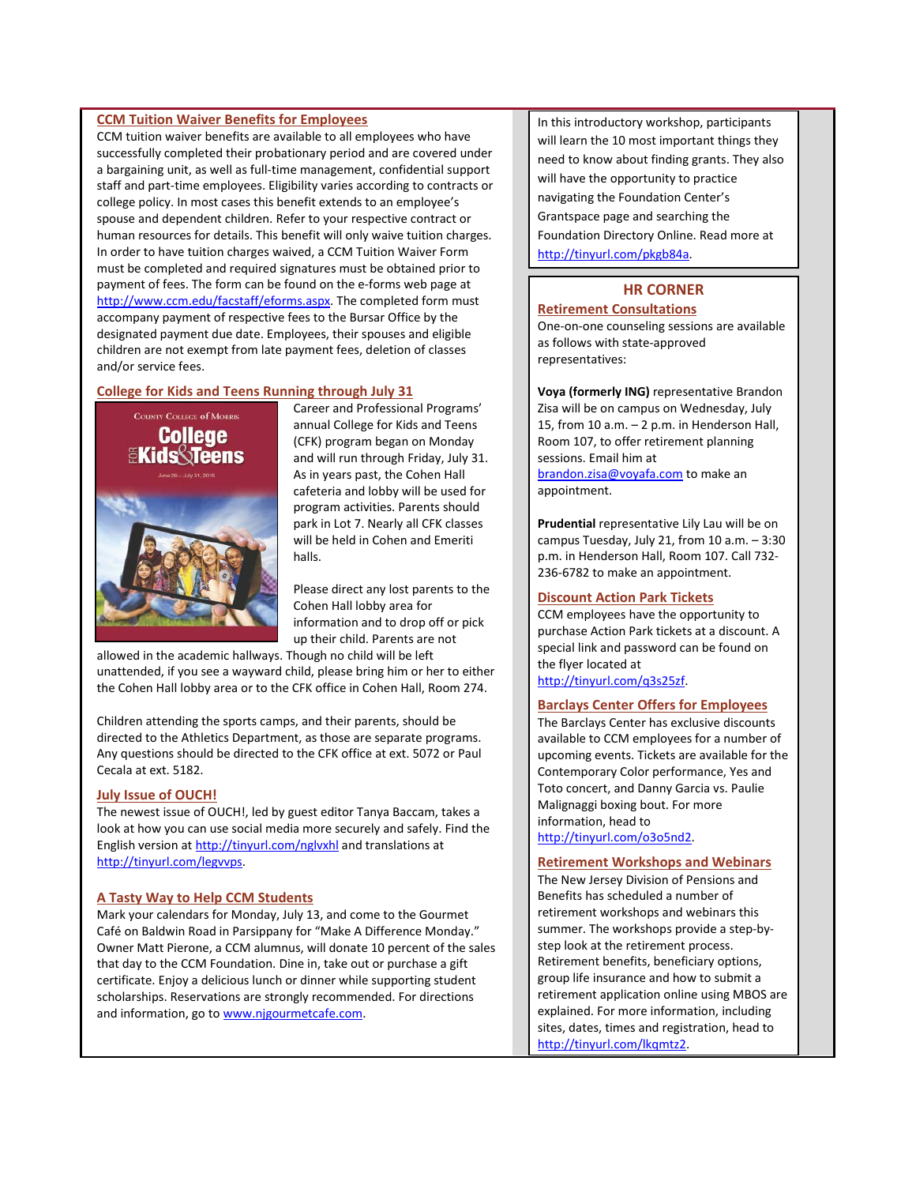## CCM Tuition Waiver Benefits for Employees

CCM tuition waiver benefits are available to all employees who have successfully completed their probationary period and are covered under a bargaining unit, as well as full-time management, confidential support staff and part-time employees. Eligibility varies according to contracts or college policy. In most cases this benefit extends to an employee's spouse and dependent children. Refer to your respective contract or human resources for details. This benefit will only waive tuition charges. In order to have tuition charges waived, a CCM Tuition Waiver Form must be completed and required signatures must be obtained prior to payment of fees. The form can be found on the e-forms web page at http://www.ccm.edu/facstaff/eforms.aspx. The completed form must accompany payment of respective fees to the Bursar Office by the designated payment due date. Employees, their spouses and eligible children are not exempt from late payment fees, deletion of classes and/or service fees.

## College for Kids and Teens Running through July 31

Career and Professional Programs' annual College for Kids and Teens (CFK) program began on Monday and will run through Friday, July 31. As in years past, the Cohen Hall cafeteria and lobby will be used for program activities. Parents should park in Lot 7. Nearly all CFK classes will be held in Cohen and Emeriti halls.

Please direct any lost parents to the Cohen Hall lobby area for information and to drop off or pick up their child. Parents are not allowed in the academic hallways. Though no child will be left unattended, if you see a wayward child, please bring him or her to either the Cohen Hall lobby area or to the CFK office in Cohen Hall, Room 274.

Children attending the sports camps, and their parents, should be directed to the Athletics Department, as those are separate programs. Any questions should be directed to the CFK office at ext. 5072 or Paul Cecala at ext. 5182.

## July Issue of OUCH!

The newest issue of OUCH!, led by guest editor Tanya Baccam, takes a look at how you can use social media more securely and safely. Find the English version at http://tinyurl.com/nglvxhl and translations at http://tinyurl.com/legvvps.

## A Tasty Way to Help CCM Students

Mark your calendars for Monday, July 13, and come to the Gourmet Café on Baldwin Road in Parsippany for "Make A Difference Monday." Owner Matt Pierone, a CCM alumnus, will donate 10 percent of the sales that day to the CCM Foundation. Dine in, take out or purchase a gift certificate. Enjoy a delicious lunch or dinner while supporting student scholarships. Reservations are strongly recommended. For directions and information, go to www.njgourmetcafe.com.

In this introductory workshop, participants will learn the 10 most important things they need to know about finding grants. They also will have the opportunity to practice navigating the Foundation Center's Grantspace page and searching the Foundation Directory Online. Read more at http://tinyurl.com/pkgb84a.

# HR CORNER

## Retirement Consultations

One-on-one counseling sessions are available as follows with state-approved representatives:

**Voya (formerly ING)** representative Brandon Zisa will be on campus on Wednesday, July 15, from 10 a.m. – 2 p.m. in Henderson Hall, Room 107, to offer retirement planning sessions. Email him at brandon.zisa@voyafa.com to make an appointment.

**Prudential** representative Lily Lau will be on campus Tuesday, July 21, from 10 a.m. – 3:30 p.m. in Henderson Hall, Room 107. Call 732-236-6782 to make an appointment.

## Discount Action Park Tickets

CCM employees have the opportunity to purchase Action Park tickets at a discount. A special link and password can be found on the flyer located at http://tinyurl.com/q3s25zf.

## Barclays Center Offers for Employees

The Barclays Center has exclusive discounts available to CCM employees for a number of upcoming events. Tickets are available for the Contemporary Color performance, Yes and Toto concert, and Danny Garcia vs. Paulie Malignaggi boxing bout. For more information, head to http://tinyurl.com/o3o5nd2.

## Retirement Workshops and Webinars

The New Jersey Division of Pensions and Benefits has scheduled a number of retirement workshops and webinars this summer. The workshops provide a step-by-step look at the retirement process. Retirement benefits, beneficiary options, group life insurance and how to submit a retirement application online using MBOS are explained. For more information, including sites, dates, times and registration, head to http://tinyurl.com/lkqmtz2.